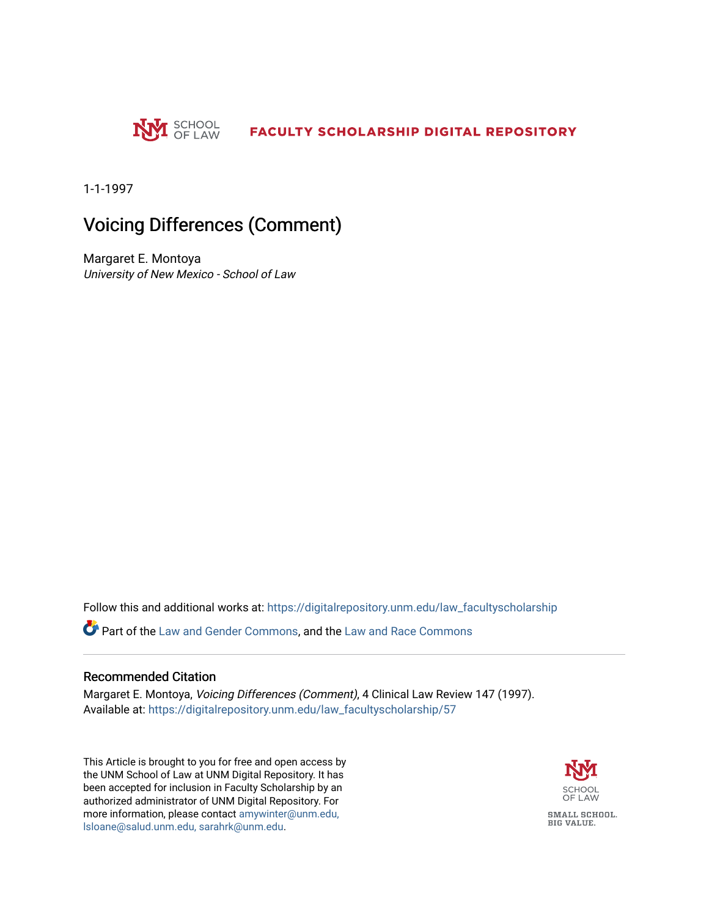UNM SCHOOL OF LAW — FACULTY SCHOLARSHIP DIGITAL REPOSITORY

1-1-1997

# Voicing Differences (Comment)

Margaret E. Montoya
*University of New Mexico - School of Law*

Follow this and additional works at: https://digitalrepository.unm.edu/law_facultyscholarship

Part of the Law and Gender Commons, and the Law and Race Commons

## Recommended Citation

Margaret E. Montoya, *Voicing Differences (Comment)*, 4 Clinical Law Review 147 (1997).
Available at: https://digitalrepository.unm.edu/law_facultyscholarship/57

This Article is brought to you for free and open access by the UNM School of Law at UNM Digital Repository. It has been accepted for inclusion in Faculty Scholarship by an authorized administrator of UNM Digital Repository. For more information, please contact amywinter@unm.edu, lsloane@salud.unm.edu, sarahrk@unm.edu.

SCHOOL OF LAW
SMALL SCHOOL. BIG VALUE.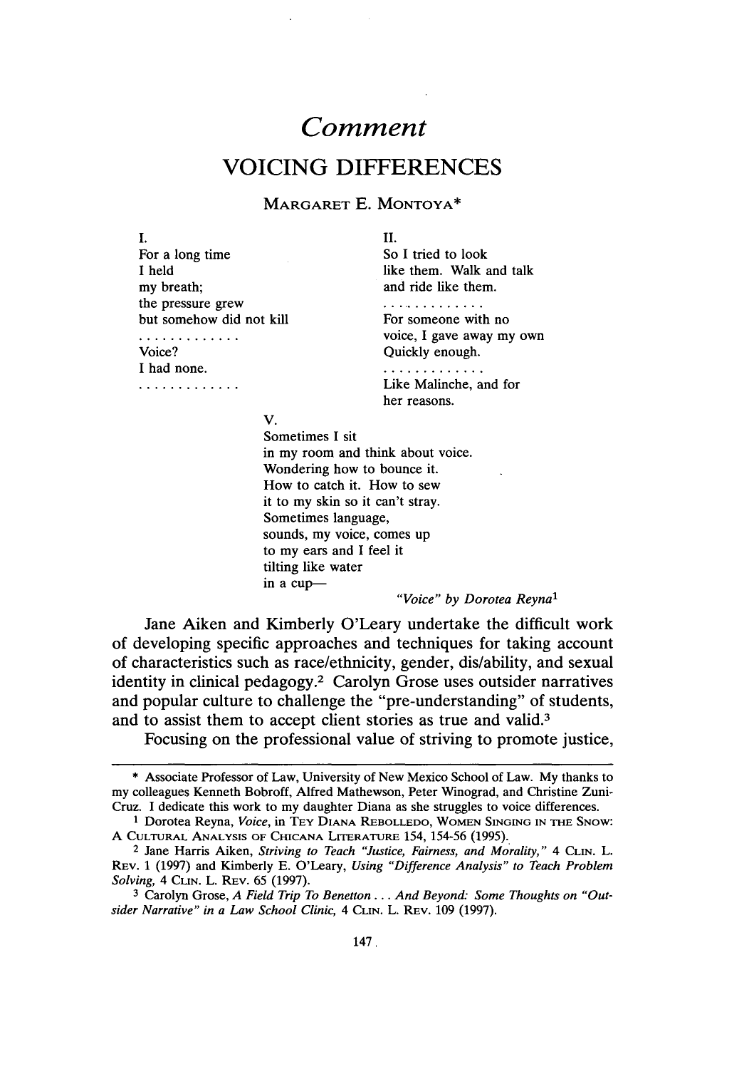# Comment

## VOICING DIFFERENCES

MARGARET E. MONTOYA*

I.
For a long time
I held
my breath;
the pressure grew
but somehow did not kill
. . . . . . . . . . . . .
Voice?
I had none.
. . . . . . . . . . . . .

II.
So I tried to look
like them. Walk and talk
and ride like them.
. . . . . . . . . . . . .
For someone with no
voice, I gave away my own
Quickly enough.
. . . . . . . . . . . . .
Like Malinche, and for
her reasons.

V.
Sometimes I sit
in my room and think about voice.
Wondering how to bounce it.
How to catch it. How to sew
it to my skin so it can't stray.
Sometimes language,
sounds, my voice, comes up
to my ears and I feel it
tilting like water
in a cup—

*"Voice" by Dorotea Reyna*[1]

Jane Aiken and Kimberly O'Leary undertake the difficult work of developing specific approaches and techniques for taking account of characteristics such as race/ethnicity, gender, dis/ability, and sexual identity in clinical pedagogy.[2] Carolyn Grose uses outsider narratives and popular culture to challenge the "pre-understanding" of students, and to assist them to accept client stories as true and valid.[3]

Focusing on the professional value of striving to promote justice,

---

\* Associate Professor of Law, University of New Mexico School of Law. My thanks to my colleagues Kenneth Bobroff, Alfred Mathewson, Peter Winograd, and Christine Zuni-Cruz. I dedicate this work to my daughter Diana as she struggles to voice differences.

[1] Dorotea Reyna, *Voice*, in TEY DIANA REBOLLEDO, WOMEN SINGING IN THE SNOW: A CULTURAL ANALYSIS OF CHICANA LITERATURE 154, 154-56 (1995).

[2] Jane Harris Aiken, *Striving to Teach "Justice, Fairness, and Morality,"* 4 CLIN. L. REV. 1 (1997) and Kimberly E. O'Leary, *Using "Difference Analysis" to Teach Problem Solving*, 4 CLIN. L. REV. 65 (1997).

[3] Carolyn Grose, *A Field Trip To Benetton . . . And Beyond: Some Thoughts on "Outsider Narrative" in a Law School Clinic*, 4 CLIN. L. REV. 109 (1997).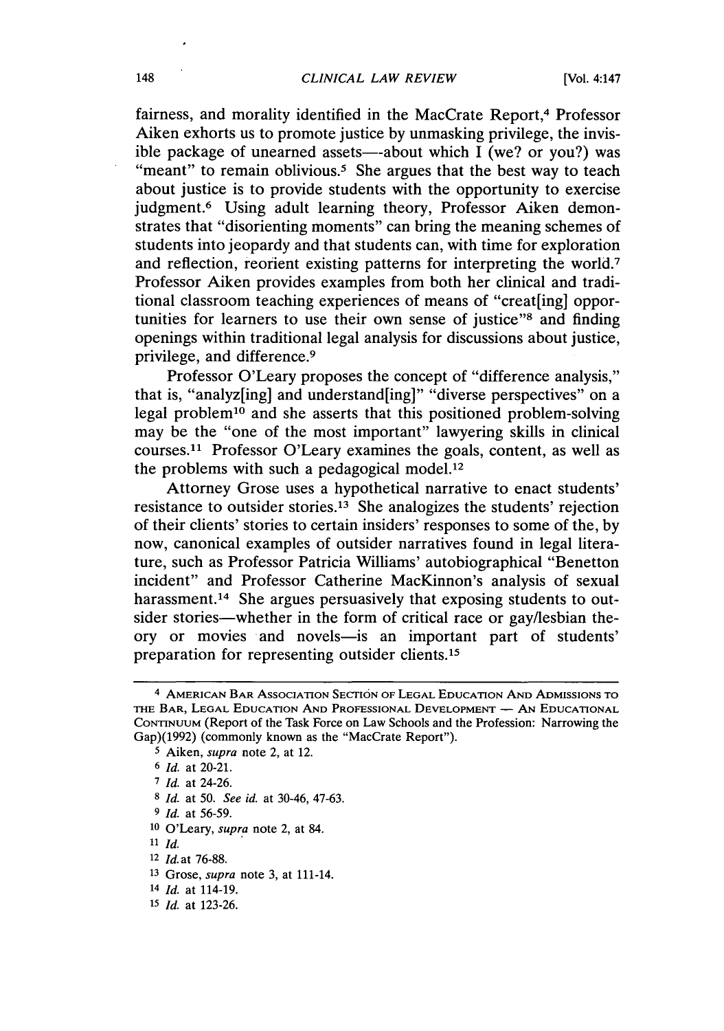fairness, and morality identified in the MacCrate Report,[4] Professor Aiken exhorts us to promote justice by unmasking privilege, the invisible package of unearned assets—about which I (we? or you?) was "meant" to remain oblivious.[5] She argues that the best way to teach about justice is to provide students with the opportunity to exercise judgment.[6] Using adult learning theory, Professor Aiken demonstrates that "disorienting moments" can bring the meaning schemes of students into jeopardy and that students can, with time for exploration and reflection, reorient existing patterns for interpreting the world.[7] Professor Aiken provides examples from both her clinical and traditional classroom teaching experiences of means of "creat[ing] opportunities for learners to use their own sense of justice"[8] and finding openings within traditional legal analysis for discussions about justice, privilege, and difference.[9]

Professor O'Leary proposes the concept of "difference analysis," that is, "analyz[ing] and understand[ing]" "diverse perspectives" on a legal problem[10] and she asserts that this positioned problem-solving may be the "one of the most important" lawyering skills in clinical courses.[11] Professor O'Leary examines the goals, content, as well as the problems with such a pedagogical model.[12]

Attorney Grose uses a hypothetical narrative to enact students' resistance to outsider stories.[13] She analogizes the students' rejection of their clients' stories to certain insiders' responses to some of the, by now, canonical examples of outsider narratives found in legal literature, such as Professor Patricia Williams' autobiographical "Benetton incident" and Professor Catherine MacKinnon's analysis of sexual harassment.[14] She argues persuasively that exposing students to outsider stories—whether in the form of critical race or gay/lesbian theory or movies and novels—is an important part of students' preparation for representing outsider clients.[15]

---

[4] American Bar Association Section of Legal Education And Admissions to the Bar, Legal Education And Professional Development — An Educational Continuum (Report of the Task Force on Law Schools and the Profession: Narrowing the Gap)(1992) (commonly known as the "MacCrate Report").

[5] Aiken, *supra* note 2, at 12.

[6] *Id.* at 20-21.

[7] *Id.* at 24-26.

[8] *Id.* at 50. *See id.* at 30-46, 47-63.

[9] *Id.* at 56-59.

[10] O'Leary, *supra* note 2, at 84.

[11] *Id.*

[12] *Id.* at 76-88.

[13] Grose, *supra* note 3, at 111-14.

[14] *Id.* at 114-19.

[15] *Id.* at 123-26.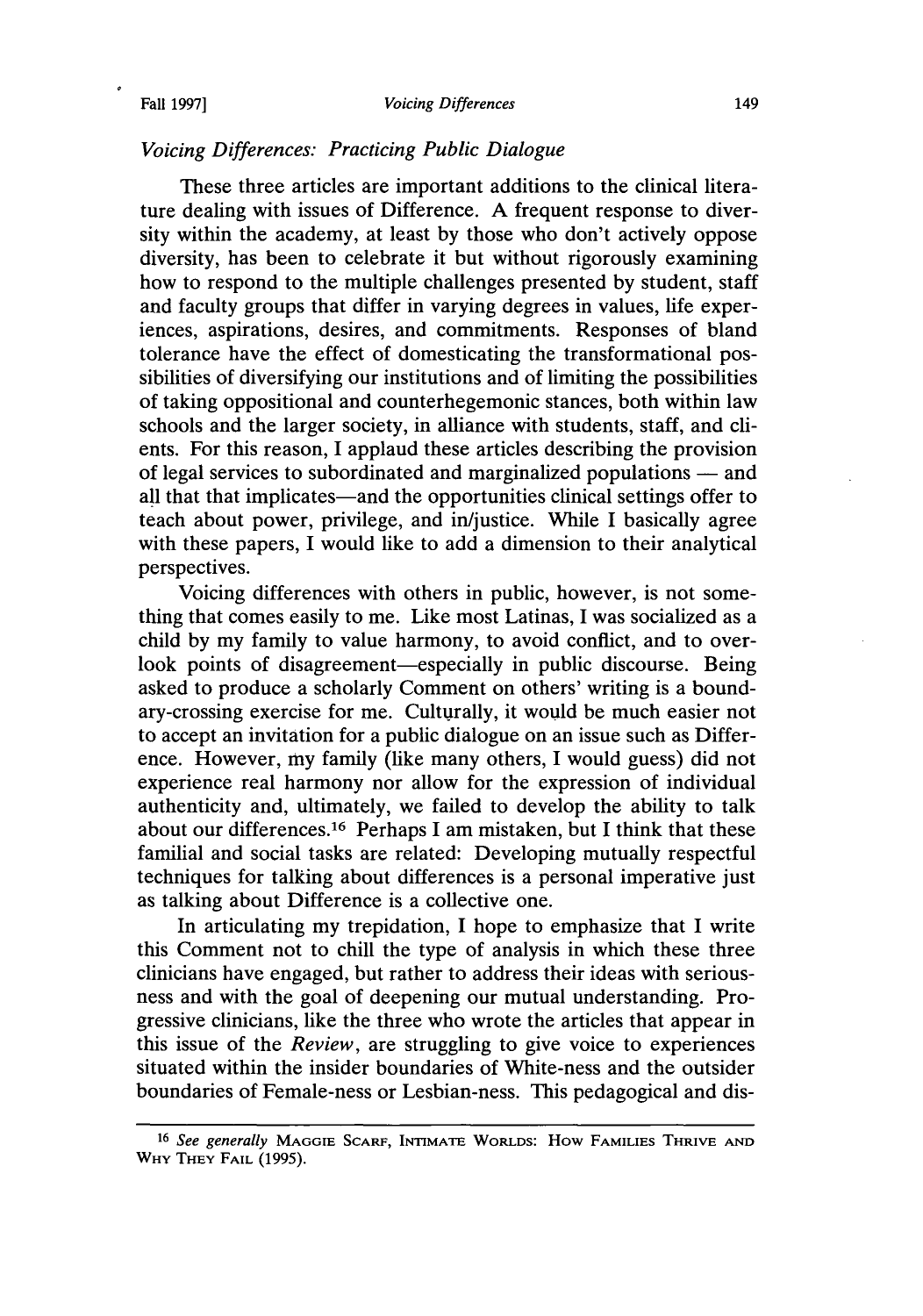*Voicing Differences: Practicing Public Dialogue*

These three articles are important additions to the clinical literature dealing with issues of Difference. A frequent response to diversity within the academy, at least by those who don't actively oppose diversity, has been to celebrate it but without rigorously examining how to respond to the multiple challenges presented by student, staff and faculty groups that differ in varying degrees in values, life experiences, aspirations, desires, and commitments. Responses of bland tolerance have the effect of domesticating the transformational possibilities of diversifying our institutions and of limiting the possibilities of taking oppositional and counterhegemonic stances, both within law schools and the larger society, in alliance with students, staff, and clients. For this reason, I applaud these articles describing the provision of legal services to subordinated and marginalized populations — and all that that implicates—and the opportunities clinical settings offer to teach about power, privilege, and in/justice. While I basically agree with these papers, I would like to add a dimension to their analytical perspectives.

Voicing differences with others in public, however, is not something that comes easily to me. Like most Latinas, I was socialized as a child by my family to value harmony, to avoid conflict, and to overlook points of disagreement—especially in public discourse. Being asked to produce a scholarly Comment on others' writing is a boundary-crossing exercise for me. Culturally, it would be much easier not to accept an invitation for a public dialogue on an issue such as Difference. However, my family (like many others, I would guess) did not experience real harmony nor allow for the expression of individual authenticity and, ultimately, we failed to develop the ability to talk about our differences.[16] Perhaps I am mistaken, but I think that these familial and social tasks are related: Developing mutually respectful techniques for talking about differences is a personal imperative just as talking about Difference is a collective one.

In articulating my trepidation, I hope to emphasize that I write this Comment not to chill the type of analysis in which these three clinicians have engaged, but rather to address their ideas with seriousness and with the goal of deepening our mutual understanding. Progressive clinicians, like the three who wrote the articles that appear in this issue of the *Review*, are struggling to give voice to experiences situated within the insider boundaries of White-ness and the outsider boundaries of Female-ness or Lesbian-ness. This pedagogical and dis-

---

[16] *See generally* MAGGIE SCARF, INTIMATE WORLDS: HOW FAMILIES THRIVE AND WHY THEY FAIL (1995).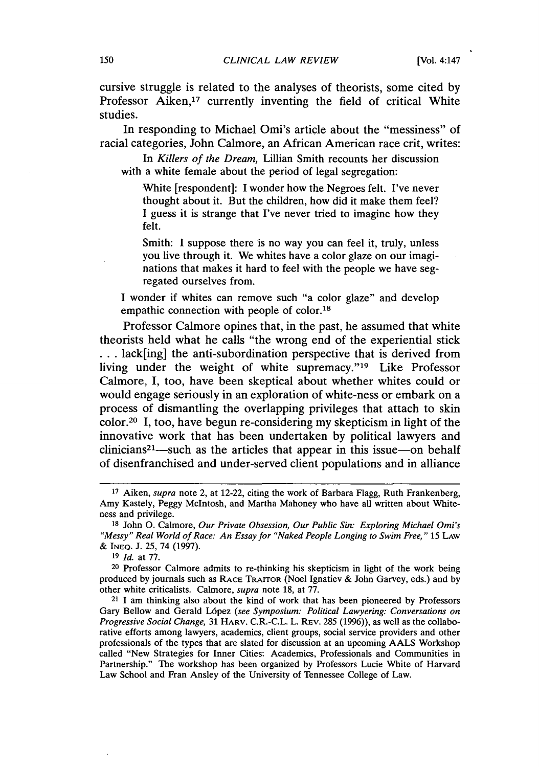cursive struggle is related to the analyses of theorists, some cited by Professor Aiken,[17] currently inventing the field of critical White studies.

In responding to Michael Omi's article about the "messiness" of racial categories, John Calmore, an African American race crit, writes:

> In *Killers of the Dream,* Lillian Smith recounts her discussion with a white female about the period of legal segregation:
>
> > White [respondent]: I wonder how the Negroes felt. I've never thought about it. But the children, how did it make them feel? I guess it is strange that I've never tried to imagine how they felt.
> >
> > Smith: I suppose there is no way you can feel it, truly, unless you live through it. We whites have a color glaze on our imaginations that makes it hard to feel with the people we have segregated ourselves from.
>
> I wonder if whites can remove such "a color glaze" and develop empathic connection with people of color.[18]

Professor Calmore opines that, in the past, he assumed that white theorists held what he calls "the wrong end of the experiential stick . . . lack[ing] the anti-subordination perspective that is derived from living under the weight of white supremacy."[19] Like Professor Calmore, I, too, have been skeptical about whether whites could or would engage seriously in an exploration of white-ness or embark on a process of dismantling the overlapping privileges that attach to skin color.[20] I, too, have begun re-considering my skepticism in light of the innovative work that has been undertaken by political lawyers and clinicians[21]—such as the articles that appear in this issue—on behalf of disenfranchised and under-served client populations and in alliance

---

[17] Aiken, *supra* note 2, at 12-22, citing the work of Barbara Flagg, Ruth Frankenberg, Amy Kastely, Peggy McIntosh, and Martha Mahoney who have all written about Whiteness and privilege.

[18] John O. Calmore, *Our Private Obsession, Our Public Sin: Exploring Michael Omi's "Messy" Real World of Race: An Essay for "Naked People Longing to Swim Free,"* 15 LAW & INEQ. J. 25, 74 (1997).

[19] *Id.* at 77.

[20] Professor Calmore admits to re-thinking his skepticism in light of the work being produced by journals such as RACE TRAITOR (Noel Ignatiev & John Garvey, eds.) and by other white criticalists. Calmore, *supra* note 18, at 77.

[21] I am thinking also about the kind of work that has been pioneered by Professors Gary Bellow and Gerald López (*see Symposium: Political Lawyering: Conversations on Progressive Social Change,* 31 HARV. C.R.-C.L. L. REV. 285 (1996)), as well as the collaborative efforts among lawyers, academics, client groups, social service providers and other professionals of the types that are slated for discussion at an upcoming AALS Workshop called "New Strategies for Inner Cities: Academics, Professionals and Communities in Partnership." The workshop has been organized by Professors Lucie White of Harvard Law School and Fran Ansley of the University of Tennessee College of Law.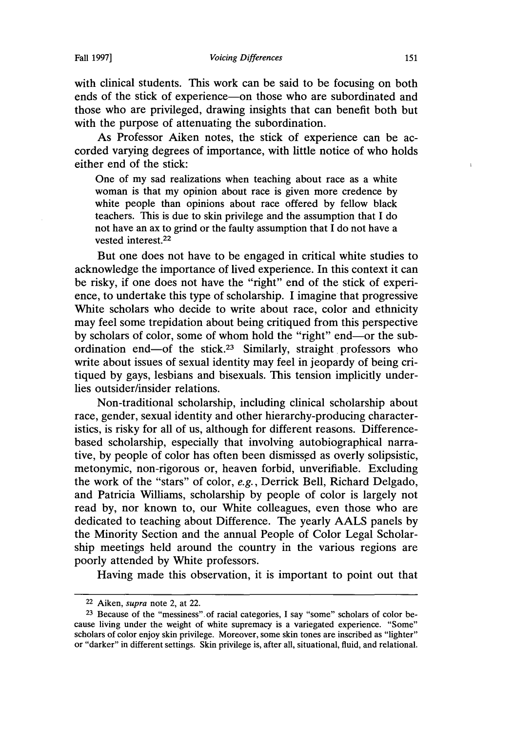with clinical students. This work can be said to be focusing on both ends of the stick of experience—on those who are subordinated and those who are privileged, drawing insights that can benefit both but with the purpose of attenuating the subordination.

As Professor Aiken notes, the stick of experience can be accorded varying degrees of importance, with little notice of who holds either end of the stick:

> One of my sad realizations when teaching about race as a white woman is that my opinion about race is given more credence by white people than opinions about race offered by fellow black teachers. This is due to skin privilege and the assumption that I do not have an ax to grind or the faulty assumption that I do not have a vested interest.[22]

But one does not have to be engaged in critical white studies to acknowledge the importance of lived experience. In this context it can be risky, if one does not have the "right" end of the stick of experience, to undertake this type of scholarship. I imagine that progressive White scholars who decide to write about race, color and ethnicity may feel some trepidation about being critiqued from this perspective by scholars of color, some of whom hold the "right" end—or the subordination end—of the stick.[23] Similarly, straight professors who write about issues of sexual identity may feel in jeopardy of being critiqued by gays, lesbians and bisexuals. This tension implicitly underlies outsider/insider relations.

Non-traditional scholarship, including clinical scholarship about race, gender, sexual identity and other hierarchy-producing characteristics, is risky for all of us, although for different reasons. Difference-based scholarship, especially that involving autobiographical narrative, by people of color has often been dismissed as overly solipsistic, metonymic, non-rigorous or, heaven forbid, unverifiable. Excluding the work of the "stars" of color, *e.g.*, Derrick Bell, Richard Delgado, and Patricia Williams, scholarship by people of color is largely not read by, nor known to, our White colleagues, even those who are dedicated to teaching about Difference. The yearly AALS panels by the Minority Section and the annual People of Color Legal Scholarship meetings held around the country in the various regions are poorly attended by White professors.

Having made this observation, it is important to point out that

---

[22] Aiken, *supra* note 2, at 22.

[23] Because of the "messiness" of racial categories, I say "some" scholars of color because living under the weight of white supremacy is a variegated experience. "Some" scholars of color enjoy skin privilege. Moreover, some skin tones are inscribed as "lighter" or "darker" in different settings. Skin privilege is, after all, situational, fluid, and relational.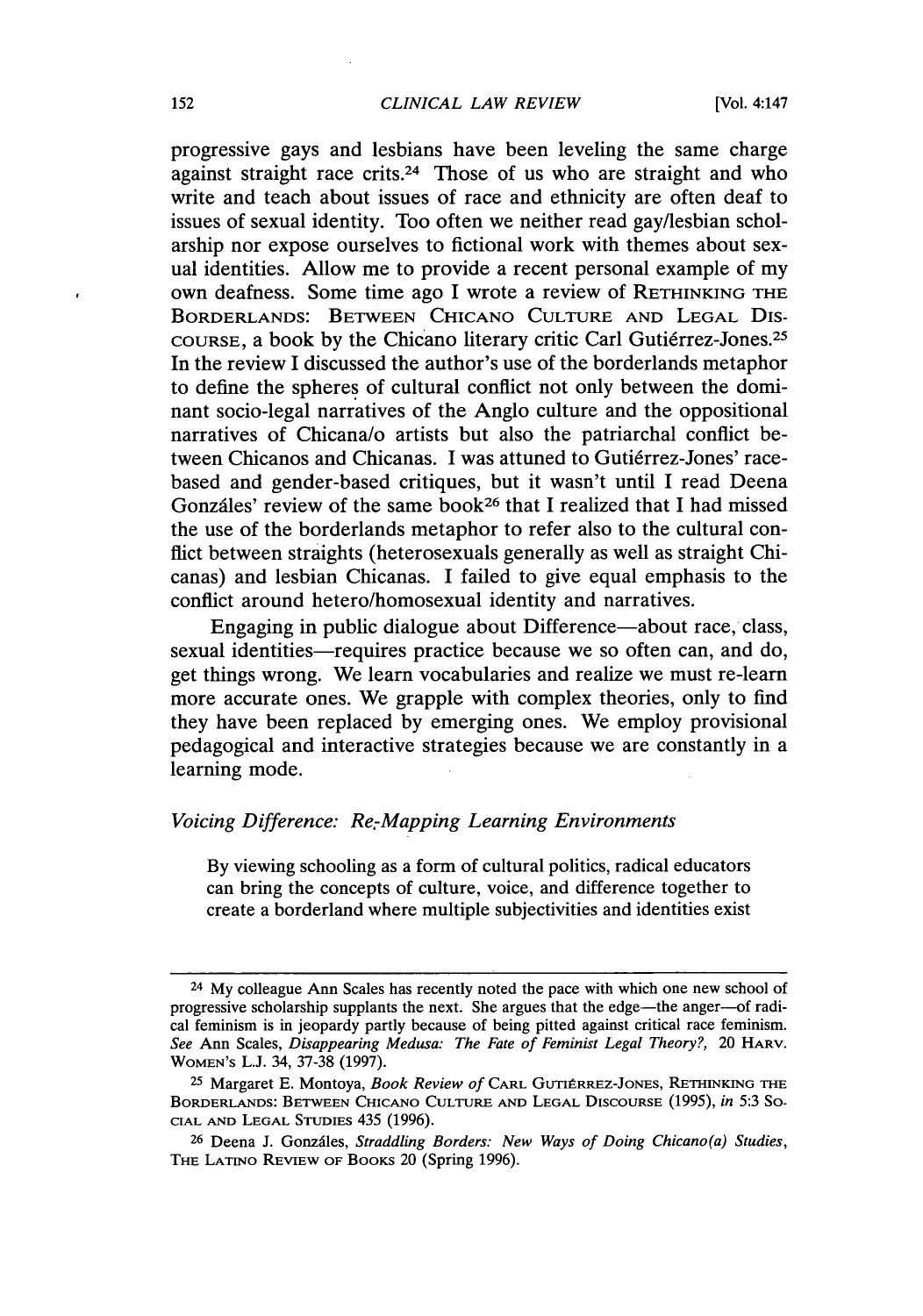progressive gays and lesbians have been leveling the same charge against straight race crits.[24] Those of us who are straight and who write and teach about issues of race and ethnicity are often deaf to issues of sexual identity. Too often we neither read gay/lesbian scholarship nor expose ourselves to fictional work with themes about sexual identities. Allow me to provide a recent personal example of my own deafness. Some time ago I wrote a review of RETHINKING THE BORDERLANDS: BETWEEN CHICANO CULTURE AND LEGAL DISCOURSE, a book by the Chicano literary critic Carl Gutiérrez-Jones.[25] In the review I discussed the author's use of the borderlands metaphor to define the spheres of cultural conflict not only between the dominant socio-legal narratives of the Anglo culture and the oppositional narratives of Chicana/o artists but also the patriarchal conflict between Chicanos and Chicanas. I was attuned to Gutiérrez-Jones' race-based and gender-based critiques, but it wasn't until I read Deena Gonzáles' review of the same book[26] that I realized that I had missed the use of the borderlands metaphor to refer also to the cultural conflict between straights (heterosexuals generally as well as straight Chicanas) and lesbian Chicanas. I failed to give equal emphasis to the conflict around hetero/homosexual identity and narratives.

Engaging in public dialogue about Difference—about race, class, sexual identities—requires practice because we so often can, and do, get things wrong. We learn vocabularies and realize we must re-learn more accurate ones. We grapple with complex theories, only to find they have been replaced by emerging ones. We employ provisional pedagogical and interactive strategies because we are constantly in a learning mode.

### *Voicing Difference: Re-Mapping Learning Environments*

> By viewing schooling as a form of cultural politics, radical educators can bring the concepts of culture, voice, and difference together to create a borderland where multiple subjectivities and identities exist

---

[24] My colleague Ann Scales has recently noted the pace with which one new school of progressive scholarship supplants the next. She argues that the edge—the anger—of radical feminism is in jeopardy partly because of being pitted against critical race feminism. *See* Ann Scales, *Disappearing Medusa: The Fate of Feminist Legal Theory?*, 20 HARV. WOMEN'S L.J. 34, 37-38 (1997).

[25] Margaret E. Montoya, *Book Review of* CARL GUTIÉRREZ-JONES, RETHINKING THE BORDERLANDS: BETWEEN CHICANO CULTURE AND LEGAL DISCOURSE (1995), *in* 5:3 SOCIAL AND LEGAL STUDIES 435 (1996).

[26] Deena J. Gonzáles, *Straddling Borders: New Ways of Doing Chicano(a) Studies*, THE LATINO REVIEW OF BOOKS 20 (Spring 1996).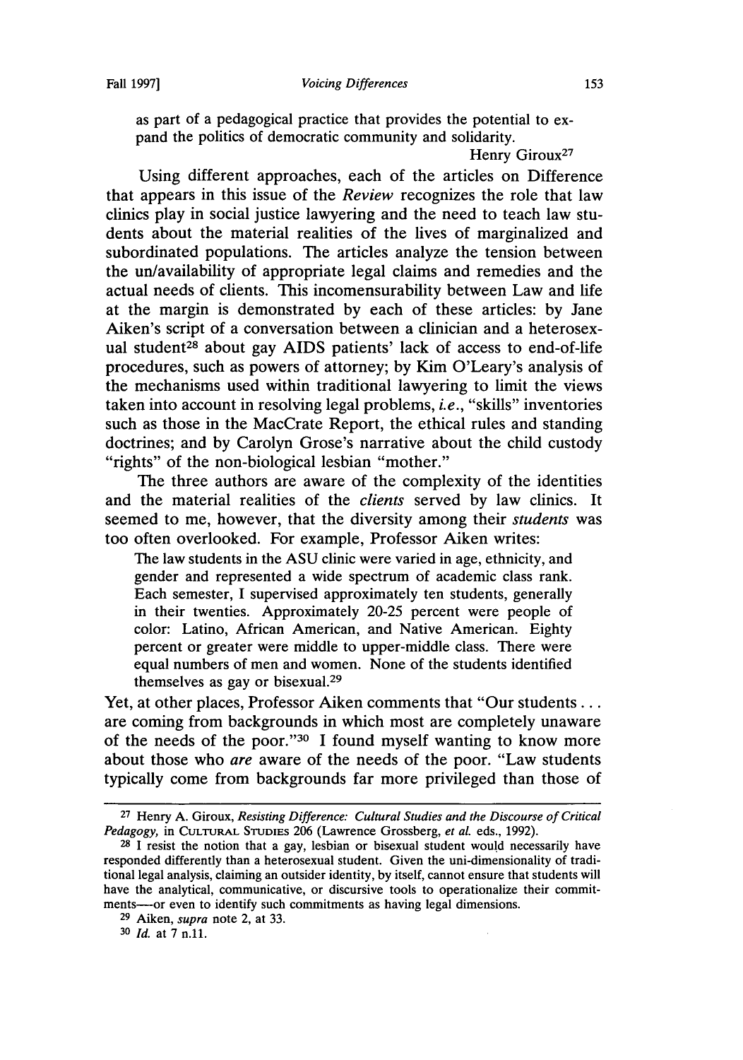as part of a pedagogical practice that provides the potential to expand the politics of democratic community and solidarity.

Henry Giroux[27]

Using different approaches, each of the articles on Difference that appears in this issue of the *Review* recognizes the role that law clinics play in social justice lawyering and the need to teach law students about the material realities of the lives of marginalized and subordinated populations. The articles analyze the tension between the un/availability of appropriate legal claims and remedies and the actual needs of clients. This incommensurability between Law and life at the margin is demonstrated by each of these articles: by Jane Aiken's script of a conversation between a clinician and a heterosexual student[28] about gay AIDS patients' lack of access to end-of-life procedures, such as powers of attorney; by Kim O'Leary's analysis of the mechanisms used within traditional lawyering to limit the views taken into account in resolving legal problems, *i.e.*, "skills" inventories such as those in the MacCrate Report, the ethical rules and standing doctrines; and by Carolyn Grose's narrative about the child custody "rights" of the non-biological lesbian "mother."

The three authors are aware of the complexity of the identities and the material realities of the *clients* served by law clinics. It seemed to me, however, that the diversity among their *students* was too often overlooked. For example, Professor Aiken writes:

> The law students in the ASU clinic were varied in age, ethnicity, and gender and represented a wide spectrum of academic class rank. Each semester, I supervised approximately ten students, generally in their twenties. Approximately 20-25 percent were people of color: Latino, African American, and Native American. Eighty percent or greater were middle to upper-middle class. There were equal numbers of men and women. None of the students identified themselves as gay or bisexual.[29]

Yet, at other places, Professor Aiken comments that "Our students . . . are coming from backgrounds in which most are completely unaware of the needs of the poor."[30] I found myself wanting to know more about those who *are* aware of the needs of the poor. "Law students typically come from backgrounds far more privileged than those of

---

[27] Henry A. Giroux, *Resisting Difference: Cultural Studies and the Discourse of Critical Pedagogy*, in CULTURAL STUDIES 206 (Lawrence Grossberg, *et al.* eds., 1992).

[28] I resist the notion that a gay, lesbian or bisexual student would necessarily have responded differently than a heterosexual student. Given the uni-dimensionality of traditional legal analysis, claiming an outsider identity, by itself, cannot ensure that students will have the analytical, communicative, or discursive tools to operationalize their commitments—or even to identify such commitments as having legal dimensions.

[29] Aiken, *supra* note 2, at 33.

[30] *Id.* at 7 n.11.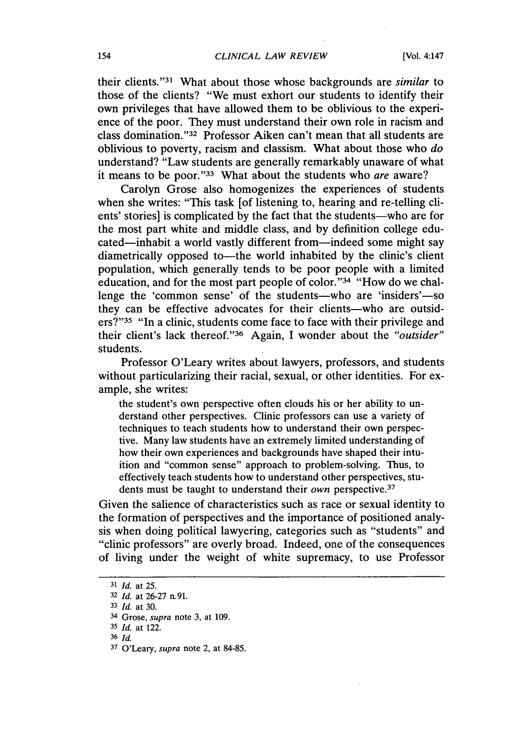their clients."[31] What about those whose backgrounds are *similar* to those of the clients? "We must exhort our students to identify their own privileges that have allowed them to be oblivious to the experience of the poor. They must understand their own role in racism and class domination."[32] Professor Aiken can't mean that all students are oblivious to poverty, racism and classism. What about those who *do* understand? "Law students are generally remarkably unaware of what it means to be poor."[33] What about the students who *are* aware?

Carolyn Grose also homogenizes the experiences of students when she writes: "This task [of listening to, hearing and re-telling clients' stories] is complicated by the fact that the students—who are for the most part white and middle class, and by definition college educated—inhabit a world vastly different from—indeed some might say diametrically opposed to—the world inhabited by the clinic's client population, which generally tends to be poor people with a limited education, and for the most part people of color."[34] "How do we challenge the 'common sense' of the students—who are 'insiders'—so they can be effective advocates for their clients—who are outsiders?"[35] "In a clinic, students come face to face with their privilege and their client's lack thereof."[36] Again, I wonder about the *"outsider"* students.

Professor O'Leary writes about lawyers, professors, and students without particularizing their racial, sexual, or other identities. For example, she writes:

> the student's own perspective often clouds his or her ability to understand other perspectives. Clinic professors can use a variety of techniques to teach students how to understand their own perspective. Many law students have an extremely limited understanding of how their own experiences and backgrounds have shaped their intuition and "common sense" approach to problem-solving. Thus, to effectively teach students how to understand other perspectives, students must be taught to understand their *own* perspective.[37]

Given the salience of characteristics such as race or sexual identity to the formation of perspectives and the importance of positioned analysis when doing political lawyering, categories such as "students" and "clinic professors" are overly broad. Indeed, one of the consequences of living under the weight of white supremacy, to use Professor

---

[31] *Id.* at 25.

[32] *Id.* at 26-27 n.91.

[33] *Id.* at 30.

[34] Grose, *supra* note 3, at 109.

[35] *Id.* at 122.

[36] *Id.*

[37] O'Leary, *supra* note 2, at 84-85.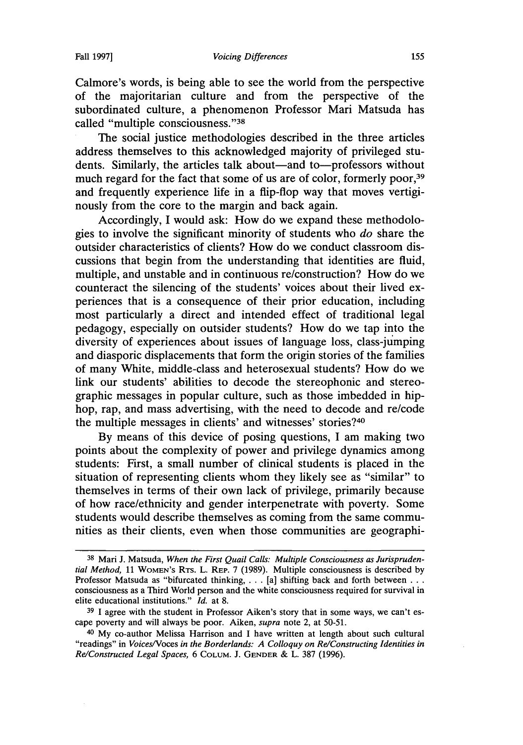Calmore's words, is being able to see the world from the perspective of the majoritarian culture and from the perspective of the subordinated culture, a phenomenon Professor Mari Matsuda has called "multiple consciousness."[38]

The social justice methodologies described in the three articles address themselves to this acknowledged majority of privileged students. Similarly, the articles talk about—and to—professors without much regard for the fact that some of us are of color, formerly poor,[39] and frequently experience life in a flip-flop way that moves vertiginously from the core to the margin and back again.

Accordingly, I would ask: How do we expand these methodologies to involve the significant minority of students who *do* share the outsider characteristics of clients? How do we conduct classroom discussions that begin from the understanding that identities are fluid, multiple, and unstable and in continuous re/construction? How do we counteract the silencing of the students' voices about their lived experiences that is a consequence of their prior education, including most particularly a direct and intended effect of traditional legal pedagogy, especially on outsider students? How do we tap into the diversity of experiences about issues of language loss, class-jumping and diasporic displacements that form the origin stories of the families of many White, middle-class and heterosexual students? How do we link our students' abilities to decode the stereophonic and stereographic messages in popular culture, such as those imbedded in hip-hop, rap, and mass advertising, with the need to decode and re/code the multiple messages in clients' and witnesses' stories?[40]

By means of this device of posing questions, I am making two points about the complexity of power and privilege dynamics among students: First, a small number of clinical students is placed in the situation of representing clients whom they likely see as "similar" to themselves in terms of their own lack of privilege, primarily because of how race/ethnicity and gender interpenetrate with poverty. Some students would describe themselves as coming from the same communities as their clients, even when those communities are geographi-

---

[38] Mari J. Matsuda, *When the First Quail Calls: Multiple Consciousness as Jurisprudential Method,* 11 WOMEN'S RTS. L. REP. 7 (1989). Multiple consciousness is described by Professor Matsuda as "bifurcated thinking, . . . [a] shifting back and forth between . . . consciousness as a Third World person and the white consciousness required for survival in elite educational institutions." *Id.* at 8.

[39] I agree with the student in Professor Aiken's story that in some ways, we can't escape poverty and will always be poor. Aiken, *supra* note 2, at 50-51.

[40] My co-author Melissa Harrison and I have written at length about such cultural "readings" in *Voices/Voces in the Borderlands: A Colloquy on Re/Constructing Identities in Re/Constructed Legal Spaces,* 6 COLUM. J. GENDER & L. 387 (1996).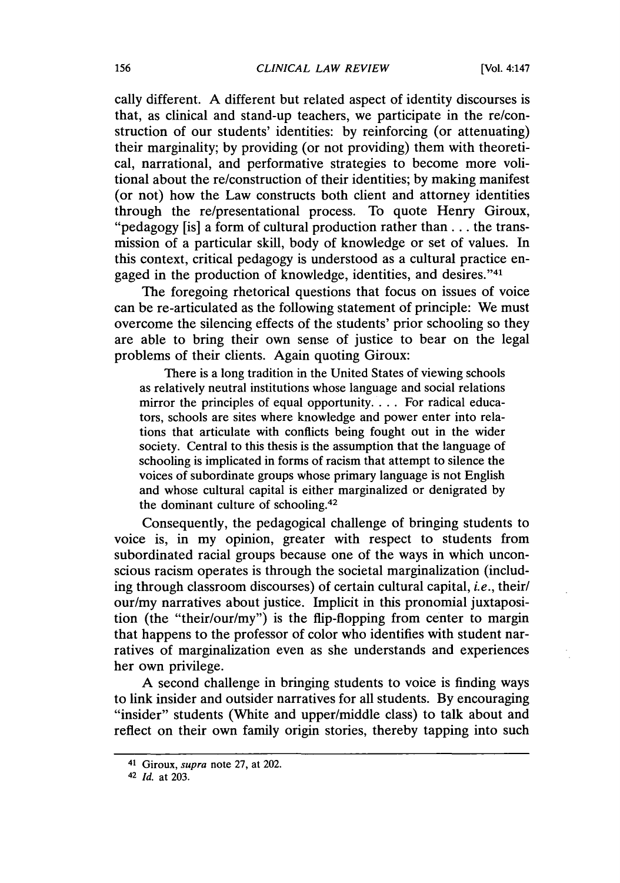cally different. A different but related aspect of identity discourses is that, as clinical and stand-up teachers, we participate in the re/construction of our students' identities: by reinforcing (or attenuating) their marginality; by providing (or not providing) them with theoretical, narrational, and performative strategies to become more volitional about the re/construction of their identities; by making manifest (or not) how the Law constructs both client and attorney identities through the re/presentational process. To quote Henry Giroux, "pedagogy [is] a form of cultural production rather than . . . the transmission of a particular skill, body of knowledge or set of values. In this context, critical pedagogy is understood as a cultural practice engaged in the production of knowledge, identities, and desires."[41]

The foregoing rhetorical questions that focus on issues of voice can be re-articulated as the following statement of principle: We must overcome the silencing effects of the students' prior schooling so they are able to bring their own sense of justice to bear on the legal problems of their clients. Again quoting Giroux:

> There is a long tradition in the United States of viewing schools as relatively neutral institutions whose language and social relations mirror the principles of equal opportunity. . . . For radical educators, schools are sites where knowledge and power enter into relations that articulate with conflicts being fought out in the wider society. Central to this thesis is the assumption that the language of schooling is implicated in forms of racism that attempt to silence the voices of subordinate groups whose primary language is not English and whose cultural capital is either marginalized or denigrated by the dominant culture of schooling.[42]

Consequently, the pedagogical challenge of bringing students to voice is, in my opinion, greater with respect to students from subordinated racial groups because one of the ways in which unconscious racism operates is through the societal marginalization (including through classroom discourses) of certain cultural capital, *i.e.*, their/our/my narratives about justice. Implicit in this pronomial juxtaposition (the "their/our/my") is the flip-flopping from center to margin that happens to the professor of color who identifies with student narratives of marginalization even as she understands and experiences her own privilege.

A second challenge in bringing students to voice is finding ways to link insider and outsider narratives for all students. By encouraging "insider" students (White and upper/middle class) to talk about and reflect on their own family origin stories, thereby tapping into such

---

[41] Giroux, *supra* note 27, at 202.

[42] *Id.* at 203.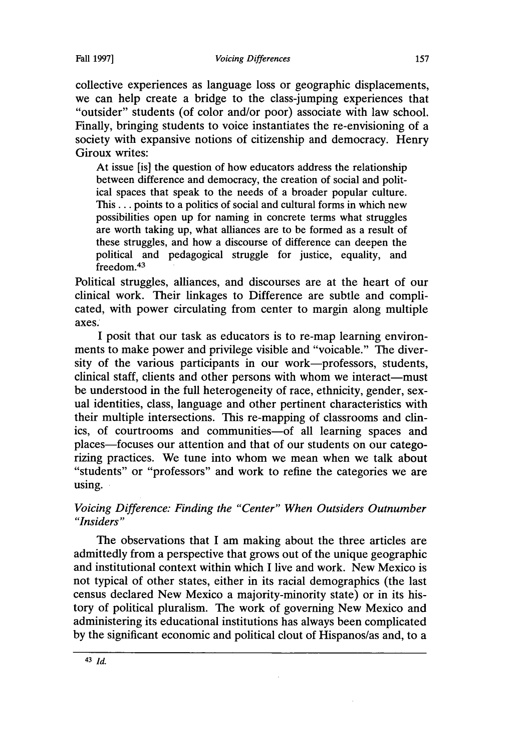collective experiences as language loss or geographic displacements, we can help create a bridge to the class-jumping experiences that "outsider" students (of color and/or poor) associate with law school. Finally, bringing students to voice instantiates the re-envisioning of a society with expansive notions of citizenship and democracy. Henry Giroux writes:

> At issue [is] the question of how educators address the relationship between difference and democracy, the creation of social and political spaces that speak to the needs of a broader popular culture. This . . . points to a politics of social and cultural forms in which new possibilities open up for naming in concrete terms what struggles are worth taking up, what alliances are to be formed as a result of these struggles, and how a discourse of difference can deepen the political and pedagogical struggle for justice, equality, and freedom.[43]

Political struggles, alliances, and discourses are at the heart of our clinical work. Their linkages to Difference are subtle and complicated, with power circulating from center to margin along multiple axes.

I posit that our task as educators is to re-map learning environments to make power and privilege visible and "voicable." The diversity of the various participants in our work—professors, students, clinical staff, clients and other persons with whom we interact—must be understood in the full heterogeneity of race, ethnicity, gender, sexual identities, class, language and other pertinent characteristics with their multiple intersections. This re-mapping of classrooms and clinics, of courtrooms and communities—of all learning spaces and places—focuses our attention and that of our students on our categorizing practices. We tune into whom we mean when we talk about "students" or "professors" and work to refine the categories we are using.

### *Voicing Difference: Finding the "Center" When Outsiders Outnumber "Insiders"*

The observations that I am making about the three articles are admittedly from a perspective that grows out of the unique geographic and institutional context within which I live and work. New Mexico is not typical of other states, either in its racial demographics (the last census declared New Mexico a majority-minority state) or in its history of political pluralism. The work of governing New Mexico and administering its educational institutions has always been complicated by the significant economic and political clout of Hispanos/as and, to a

---

[43] *Id.*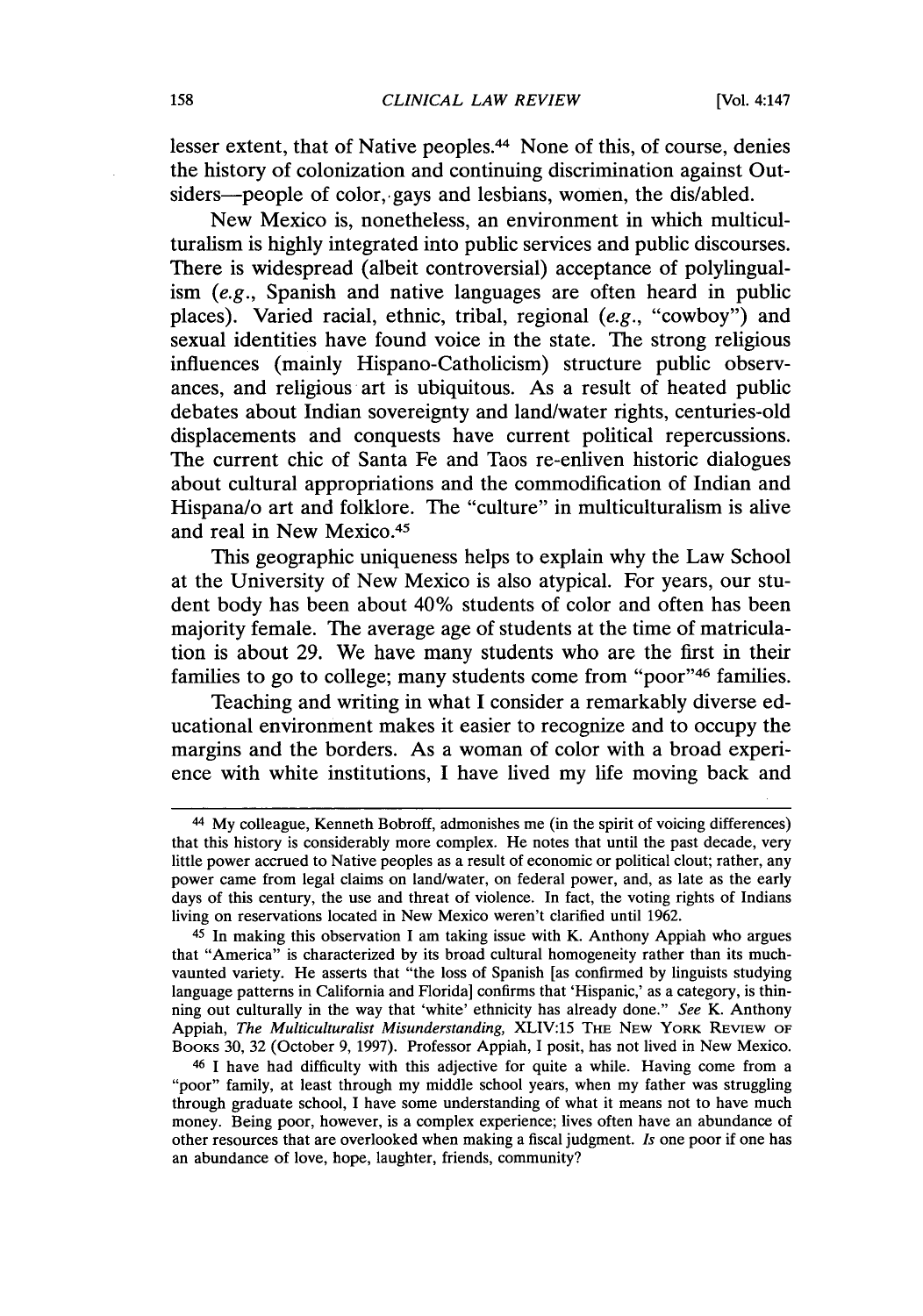lesser extent, that of Native peoples.[44] None of this, of course, denies the history of colonization and continuing discrimination against Outsiders—people of color, gays and lesbians, women, the dis/abled.

New Mexico is, nonetheless, an environment in which multiculturalism is highly integrated into public services and public discourses. There is widespread (albeit controversial) acceptance of polylingualism (*e.g.*, Spanish and native languages are often heard in public places). Varied racial, ethnic, tribal, regional (*e.g.*, "cowboy") and sexual identities have found voice in the state. The strong religious influences (mainly Hispano-Catholicism) structure public observances, and religious art is ubiquitous. As a result of heated public debates about Indian sovereignty and land/water rights, centuries-old displacements and conquests have current political repercussions. The current chic of Santa Fe and Taos re-enliven historic dialogues about cultural appropriations and the commodification of Indian and Hispana/o art and folklore. The "culture" in multiculturalism is alive and real in New Mexico.[45]

This geographic uniqueness helps to explain why the Law School at the University of New Mexico is also atypical. For years, our student body has been about 40% students of color and often has been majority female. The average age of students at the time of matriculation is about 29. We have many students who are the first in their families to go to college; many students come from "poor"[46] families.

Teaching and writing in what I consider a remarkably diverse educational environment makes it easier to recognize and to occupy the margins and the borders. As a woman of color with a broad experience with white institutions, I have lived my life moving back and

---

[44] My colleague, Kenneth Bobroff, admonishes me (in the spirit of voicing differences) that this history is considerably more complex. He notes that until the past decade, very little power accrued to Native peoples as a result of economic or political clout; rather, any power came from legal claims on land/water, on federal power, and, as late as the early days of this century, the use and threat of violence. In fact, the voting rights of Indians living on reservations located in New Mexico weren't clarified until 1962.

[45] In making this observation I am taking issue with K. Anthony Appiah who argues that "America" is characterized by its broad cultural homogeneity rather than its much-vaunted variety. He asserts that "the loss of Spanish [as confirmed by linguists studying language patterns in California and Florida] confirms that 'Hispanic,' as a category, is thinning out culturally in the way that 'white' ethnicity has already done." *See* K. Anthony Appiah, *The Multiculturalist Misunderstanding,* XLIV:15 THE NEW YORK REVIEW OF BOOKS 30, 32 (October 9, 1997). Professor Appiah, I posit, has not lived in New Mexico.

[46] I have had difficulty with this adjective for quite a while. Having come from a "poor" family, at least through my middle school years, when my father was struggling through graduate school, I have some understanding of what it means not to have much money. Being poor, however, is a complex experience; lives often have an abundance of other resources that are overlooked when making a fiscal judgment. *Is* one poor if one has an abundance of love, hope, laughter, friends, community?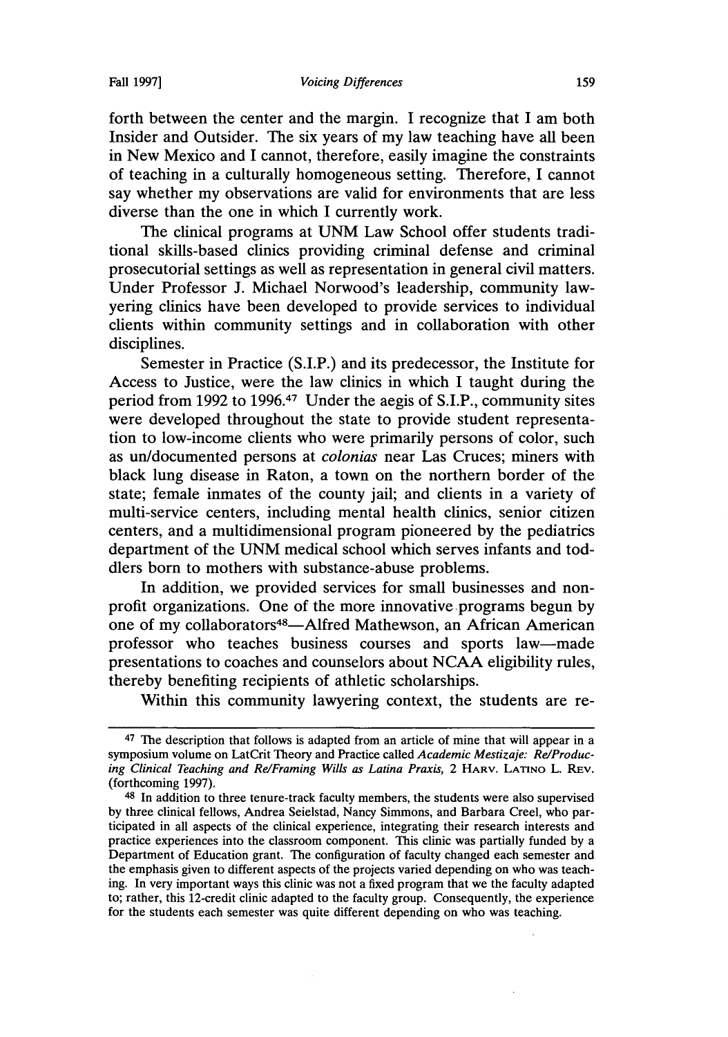forth between the center and the margin. I recognize that I am both Insider and Outsider. The six years of my law teaching have all been in New Mexico and I cannot, therefore, easily imagine the constraints of teaching in a culturally homogeneous setting. Therefore, I cannot say whether my observations are valid for environments that are less diverse than the one in which I currently work.

The clinical programs at UNM Law School offer students traditional skills-based clinics providing criminal defense and criminal prosecutorial settings as well as representation in general civil matters. Under Professor J. Michael Norwood's leadership, community lawyering clinics have been developed to provide services to individual clients within community settings and in collaboration with other disciplines.

Semester in Practice (S.I.P.) and its predecessor, the Institute for Access to Justice, were the law clinics in which I taught during the period from 1992 to 1996.[47] Under the aegis of S.I.P., community sites were developed throughout the state to provide student representation to low-income clients who were primarily persons of color, such as un/documented persons at *colonias* near Las Cruces; miners with black lung disease in Raton, a town on the northern border of the state; female inmates of the county jail; and clients in a variety of multi-service centers, including mental health clinics, senior citizen centers, and a multidimensional program pioneered by the pediatrics department of the UNM medical school which serves infants and toddlers born to mothers with substance-abuse problems.

In addition, we provided services for small businesses and non-profit organizations. One of the more innovative programs begun by one of my collaborators[48]—Alfred Mathewson, an African American professor who teaches business courses and sports law—made presentations to coaches and counselors about NCAA eligibility rules, thereby benefiting recipients of athletic scholarships.

Within this community lawyering context, the students are re-

---

[47] The description that follows is adapted from an article of mine that will appear in a symposium volume on LatCrit Theory and Practice called *Academic Mestizaje: Re/Producing Clinical Teaching and Re/Framing Wills as Latina Praxis*, 2 HARV. LATINO L. REV. (forthcoming 1997).

[48] In addition to three tenure-track faculty members, the students were also supervised by three clinical fellows, Andrea Seielstad, Nancy Simmons, and Barbara Creel, who participated in all aspects of the clinical experience, integrating their research interests and practice experiences into the classroom component. This clinic was partially funded by a Department of Education grant. The configuration of faculty changed each semester and the emphasis given to different aspects of the projects varied depending on who was teaching. In very important ways this clinic was not a fixed program that we the faculty adapted to; rather, this 12-credit clinic adapted to the faculty group. Consequently, the experience for the students each semester was quite different depending on who was teaching.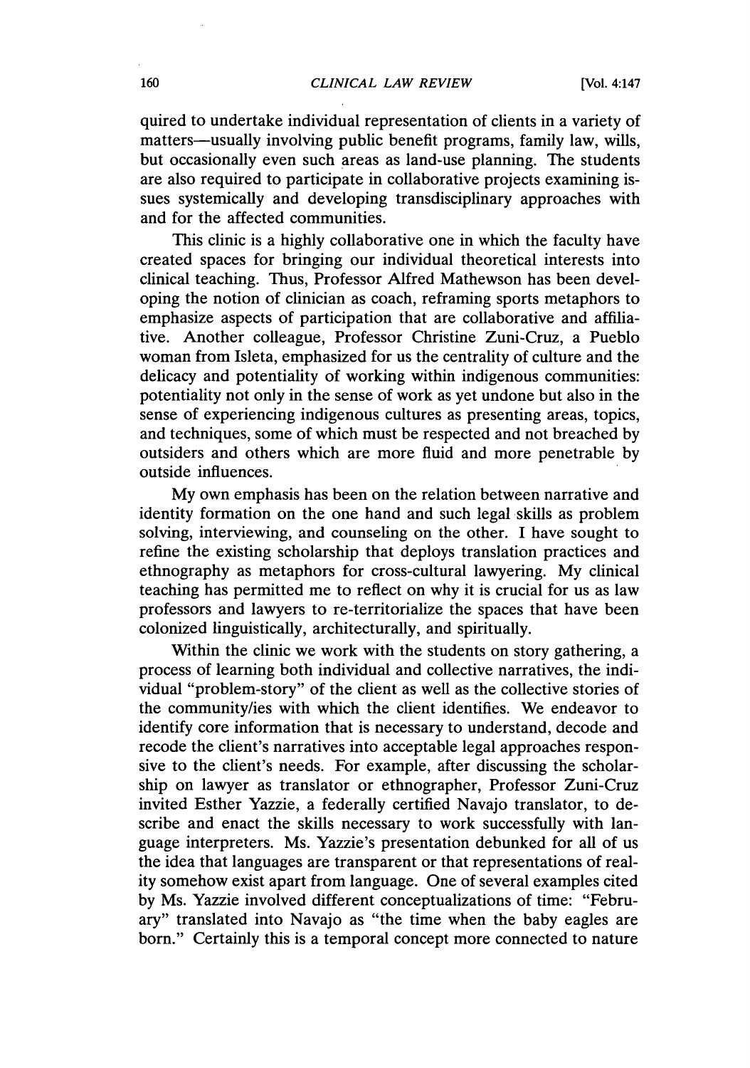quired to undertake individual representation of clients in a variety of matters—usually involving public benefit programs, family law, wills, but occasionally even such areas as land-use planning. The students are also required to participate in collaborative projects examining issues systemically and developing transdisciplinary approaches with and for the affected communities.

This clinic is a highly collaborative one in which the faculty have created spaces for bringing our individual theoretical interests into clinical teaching. Thus, Professor Alfred Mathewson has been developing the notion of clinician as coach, reframing sports metaphors to emphasize aspects of participation that are collaborative and affiliative. Another colleague, Professor Christine Zuni-Cruz, a Pueblo woman from Isleta, emphasized for us the centrality of culture and the delicacy and potentiality of working within indigenous communities: potentiality not only in the sense of work as yet undone but also in the sense of experiencing indigenous cultures as presenting areas, topics, and techniques, some of which must be respected and not breached by outsiders and others which are more fluid and more penetrable by outside influences.

My own emphasis has been on the relation between narrative and identity formation on the one hand and such legal skills as problem solving, interviewing, and counseling on the other. I have sought to refine the existing scholarship that deploys translation practices and ethnography as metaphors for cross-cultural lawyering. My clinical teaching has permitted me to reflect on why it is crucial for us as law professors and lawyers to re-territorialize the spaces that have been colonized linguistically, architecturally, and spiritually.

Within the clinic we work with the students on story gathering, a process of learning both individual and collective narratives, the individual "problem-story" of the client as well as the collective stories of the community/ies with which the client identifies. We endeavor to identify core information that is necessary to understand, decode and recode the client's narratives into acceptable legal approaches responsive to the client's needs. For example, after discussing the scholarship on lawyer as translator or ethnographer, Professor Zuni-Cruz invited Esther Yazzie, a federally certified Navajo translator, to describe and enact the skills necessary to work successfully with language interpreters. Ms. Yazzie's presentation debunked for all of us the idea that languages are transparent or that representations of reality somehow exist apart from language. One of several examples cited by Ms. Yazzie involved different conceptualizations of time: "February" translated into Navajo as "the time when the baby eagles are born." Certainly this is a temporal concept more connected to nature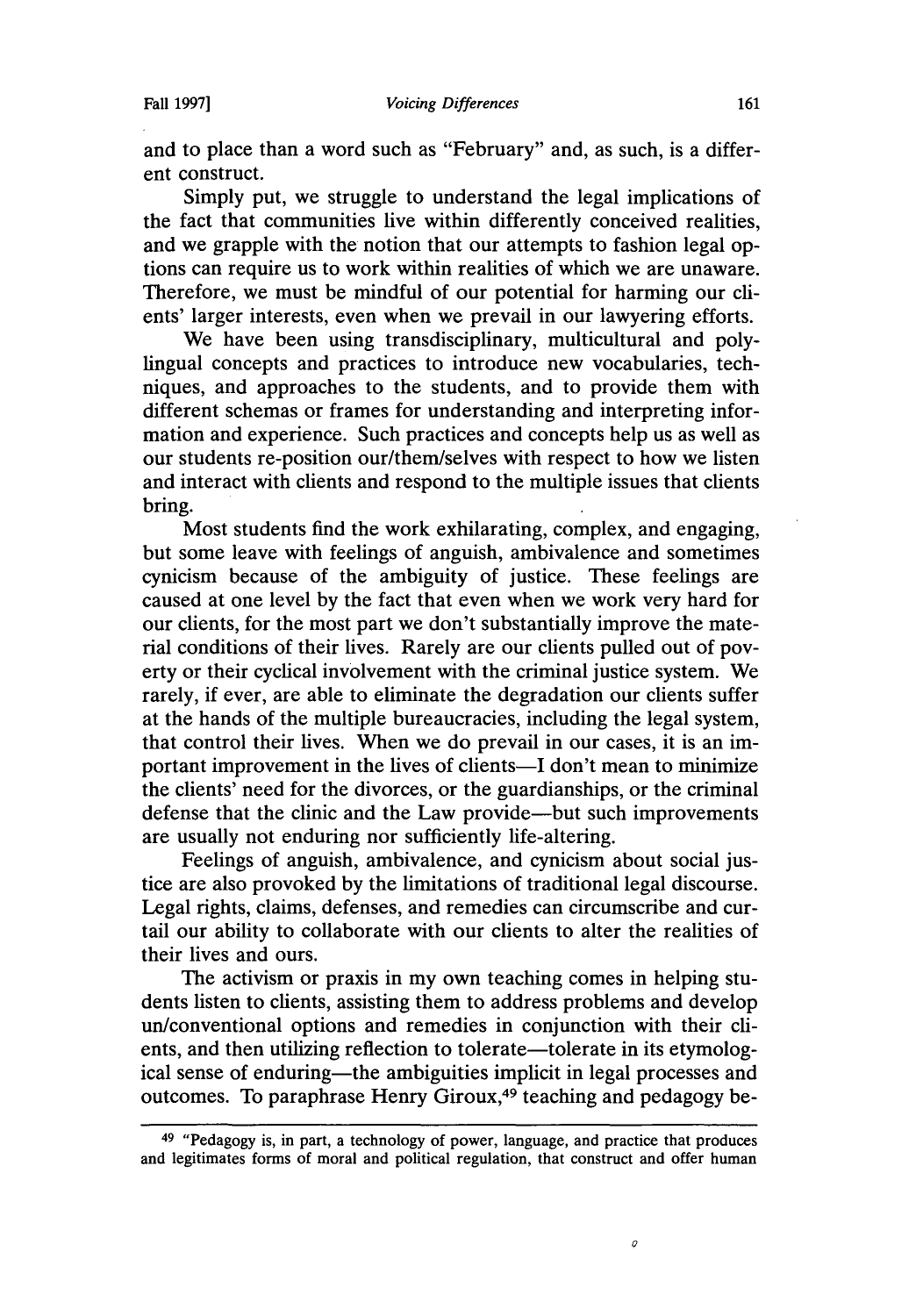and to place than a word such as "February" and, as such, is a different construct.

Simply put, we struggle to understand the legal implications of the fact that communities live within differently conceived realities, and we grapple with the notion that our attempts to fashion legal options can require us to work within realities of which we are unaware. Therefore, we must be mindful of our potential for harming our clients' larger interests, even when we prevail in our lawyering efforts.

We have been using transdisciplinary, multicultural and polylingual concepts and practices to introduce new vocabularies, techniques, and approaches to the students, and to provide them with different schemas or frames for understanding and interpreting information and experience. Such practices and concepts help us as well as our students re-position our/them/selves with respect to how we listen and interact with clients and respond to the multiple issues that clients bring.

Most students find the work exhilarating, complex, and engaging, but some leave with feelings of anguish, ambivalence and sometimes cynicism because of the ambiguity of justice. These feelings are caused at one level by the fact that even when we work very hard for our clients, for the most part we don't substantially improve the material conditions of their lives. Rarely are our clients pulled out of poverty or their cyclical involvement with the criminal justice system. We rarely, if ever, are able to eliminate the degradation our clients suffer at the hands of the multiple bureaucracies, including the legal system, that control their lives. When we do prevail in our cases, it is an important improvement in the lives of clients—I don't mean to minimize the clients' need for the divorces, or the guardianships, or the criminal defense that the clinic and the Law provide—but such improvements are usually not enduring nor sufficiently life-altering.

Feelings of anguish, ambivalence, and cynicism about social justice are also provoked by the limitations of traditional legal discourse. Legal rights, claims, defenses, and remedies can circumscribe and curtail our ability to collaborate with our clients to alter the realities of their lives and ours.

The activism or praxis in my own teaching comes in helping students listen to clients, assisting them to address problems and develop un/conventional options and remedies in conjunction with their clients, and then utilizing reflection to tolerate—tolerate in its etymological sense of enduring—the ambiguities implicit in legal processes and outcomes. To paraphrase Henry Giroux,[49] teaching and pedagogy be-

---

[49] "Pedagogy is, in part, a technology of power, language, and practice that produces and legitimates forms of moral and political regulation, that construct and offer human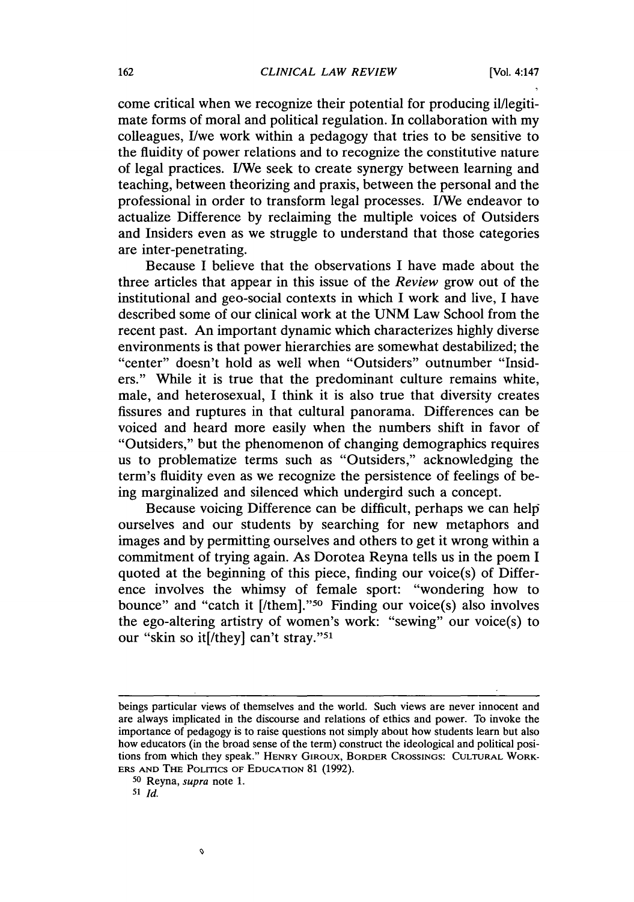come critical when we recognize their potential for producing il/legitimate forms of moral and political regulation. In collaboration with my colleagues, I/we work within a pedagogy that tries to be sensitive to the fluidity of power relations and to recognize the constitutive nature of legal practices. I/We seek to create synergy between learning and teaching, between theorizing and praxis, between the personal and the professional in order to transform legal processes. I/We endeavor to actualize Difference by reclaiming the multiple voices of Outsiders and Insiders even as we struggle to understand that those categories are inter-penetrating.

Because I believe that the observations I have made about the three articles that appear in this issue of the *Review* grow out of the institutional and geo-social contexts in which I work and live, I have described some of our clinical work at the UNM Law School from the recent past. An important dynamic which characterizes highly diverse environments is that power hierarchies are somewhat destabilized; the "center" doesn't hold as well when "Outsiders" outnumber "Insiders." While it is true that the predominant culture remains white, male, and heterosexual, I think it is also true that diversity creates fissures and ruptures in that cultural panorama. Differences can be voiced and heard more easily when the numbers shift in favor of "Outsiders," but the phenomenon of changing demographics requires us to problematize terms such as "Outsiders," acknowledging the term's fluidity even as we recognize the persistence of feelings of being marginalized and silenced which undergird such a concept.

Because voicing Difference can be difficult, perhaps we can help ourselves and our students by searching for new metaphors and images and by permitting ourselves and others to get it wrong within a commitment of trying again. As Dorotea Reyna tells us in the poem I quoted at the beginning of this piece, finding our voice(s) of Difference involves the whimsy of female sport: "wondering how to bounce" and "catch it [/them]."[50] Finding our voice(s) also involves the ego-altering artistry of women's work: "sewing" our voice(s) to our "skin so it[/they] can't stray."[51]

---

beings particular views of themselves and the world. Such views are never innocent and are always implicated in the discourse and relations of ethics and power. To invoke the importance of pedagogy is to raise questions not simply about how students learn but also how educators (in the broad sense of the term) construct the ideological and political positions from which they speak." HENRY GIROUX, BORDER CROSSINGS: CULTURAL WORKERS AND THE POLITICS OF EDUCATION 81 (1992).

[50] Reyna, *supra* note 1.

[51] *Id.*